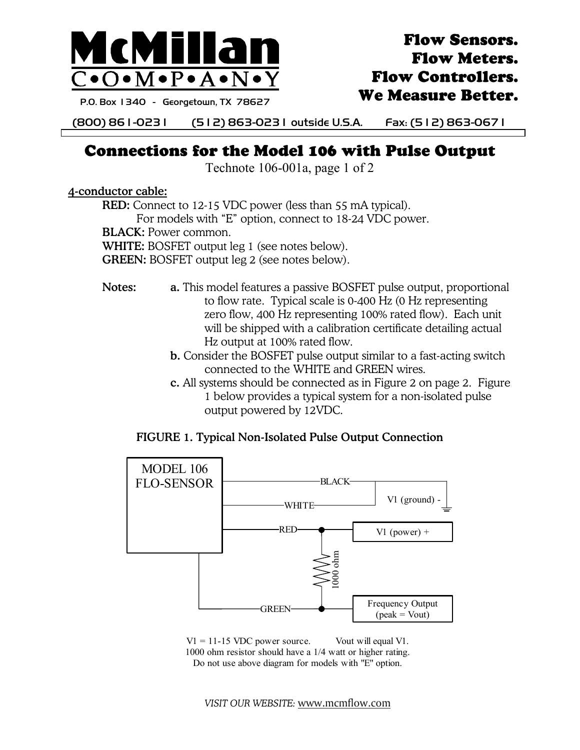# McMillan COMPANY

P.O. Box 1340 - Georgetown, TX 78627

**Flow Sensors.**
**Flow Meters.**
**Flow Controllers.**
**We Measure Better.**

(800) 861-0231 (512) 863-0231 outside U.S.A. Fax: (512) 863-0671

## Connections for the Model 106 with Pulse Output

Technote 106-001a, page 1 of 2

**4-conductor cable:**

**RED:** Connect to 12-15 VDC power (less than 55 mA typical).
For models with "E" option, connect to 18-24 VDC power.
**BLACK:** Power common.
**WHITE:** BOSFET output leg 1 (see notes below).
**GREEN:** BOSFET output leg 2 (see notes below).

**Notes:**

**a.** This model features a passive BOSFET pulse output, proportional to flow rate. Typical scale is 0-400 Hz (0 Hz representing zero flow, 400 Hz representing 100% rated flow). Each unit will be shipped with a calibration certificate detailing actual Hz output at 100% rated flow.

**b.** Consider the BOSFET pulse output similar to a fast-acting switch connected to the WHITE and GREEN wires.

**c.** All systems should be connected as in Figure 2 on page 2. Figure 1 below provides a typical system for a non-isolated pulse output powered by 12VDC.

**FIGURE 1. Typical Non-Isolated Pulse Output Connection**

MODEL 106 FLO-SENSOR — BLACK, WHITE → V1 (ground) -; RED → V1 (power) +; 1000 ohm resistor between RED and GREEN; GREEN → Frequency Output (peak = Vout)

V1 = 11-15 VDC power source. Vout will equal V1.
1000 ohm resistor should have a 1/4 watt or higher rating.
Do not use above diagram for models with "E" option.

*VISIT OUR WEBSITE:* www.mcmflow.com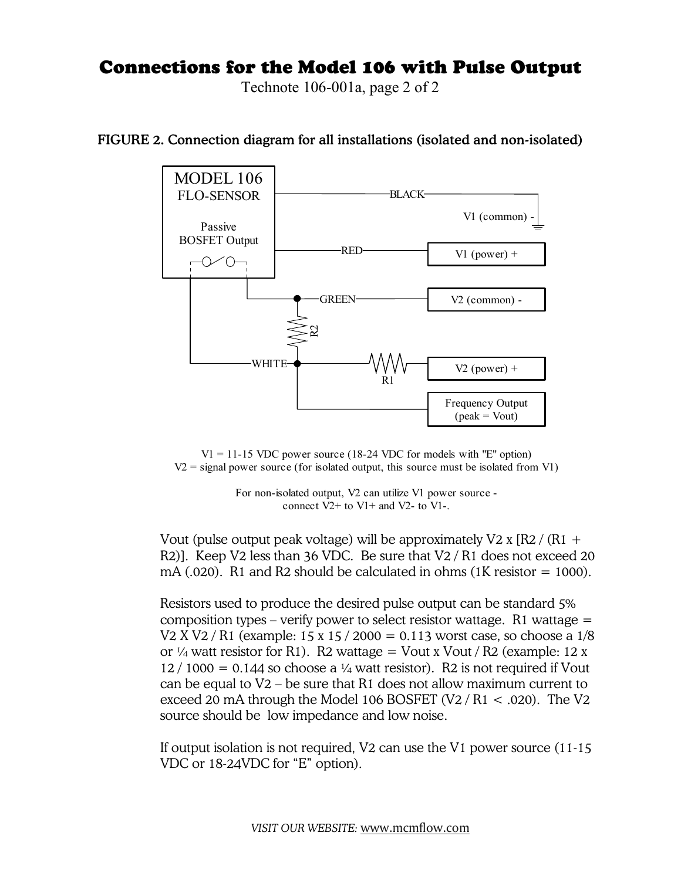# Connections for the Model 106 with Pulse Output

Technote 106-001a, page 2 of 2

**FIGURE 2. Connection diagram for all installations (isolated and non-isolated)**

MODEL 106
FLO-SENSOR

Passive
BOSFET Output

BLACK
V1 (common) -
RED
V1 (power) +
GREEN
V2 (common) -
R2
WHITE
R1
V2 (power) +
Frequency Output
(peak = Vout)

V1 = 11-15 VDC power source (18-24 VDC for models with "E" option)
V2 = signal power source (for isolated output, this source must be isolated from V1)

For non-isolated output, V2 can utilize V1 power source -
connect V2+ to V1+ and V2- to V1-.

Vout (pulse output peak voltage) will be approximately V2 x [R2 / (R1 + R2)]. Keep V2 less than 36 VDC. Be sure that V2 / R1 does not exceed 20 mA (.020). R1 and R2 should be calculated in ohms (1K resistor = 1000).

Resistors used to produce the desired pulse output can be standard 5% composition types – verify power to select resistor wattage. R1 wattage = V2 X V2 / R1 (example: 15 x 15 / 2000 = 0.113 worst case, so choose a 1/8 or ¼ watt resistor for R1). R2 wattage = Vout x Vout / R2 (example: 12 x 12 / 1000 = 0.144 so choose a ¼ watt resistor). R2 is not required if Vout can be equal to V2 – be sure that R1 does not allow maximum current to exceed 20 mA through the Model 106 BOSFET (V2 / R1 < .020). The V2 source should be low impedance and low noise.

If output isolation is not required, V2 can use the V1 power source (11-15 VDC or 18-24VDC for "E" option).

*VISIT OUR WEBSITE:* www.mcmflow.com